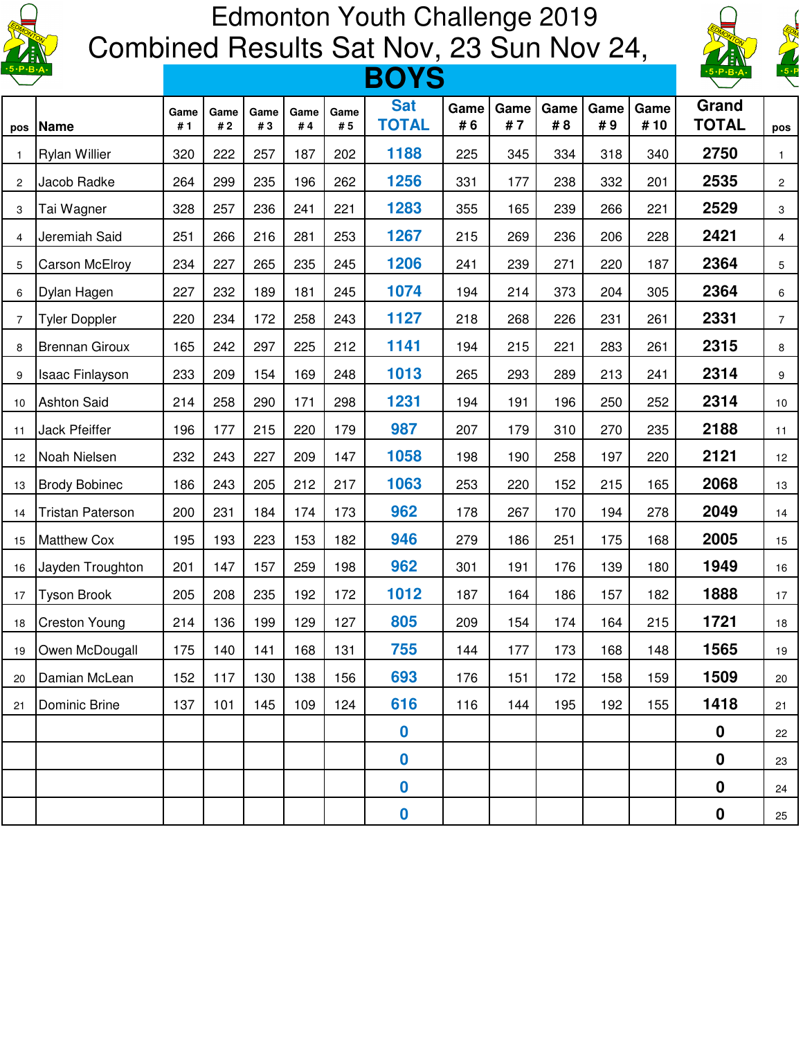# Edmonton Youth Challenge 2019

## Combined Results Sat Nov, 23 Sun Nov 24,

## BOYS

| pos | Name | Game # 1 | Game # 2 | Game # 3 | Game # 4 | Game # 5 | Sat TOTAL | Game # 6 | Game # 7 | Game # 8 | Game # 9 | Game # 10 | Grand TOTAL | pos |
|---|---|---|---|---|---|---|---|---|---|---|---|---|---|---|
| 1 | Rylan Willier | 320 | 222 | 257 | 187 | 202 | 1188 | 225 | 345 | 334 | 318 | 340 | 2750 | 1 |
| 2 | Jacob Radke | 264 | 299 | 235 | 196 | 262 | 1256 | 331 | 177 | 238 | 332 | 201 | 2535 | 2 |
| 3 | Tai Wagner | 328 | 257 | 236 | 241 | 221 | 1283 | 355 | 165 | 239 | 266 | 221 | 2529 | 3 |
| 4 | Jeremiah Said | 251 | 266 | 216 | 281 | 253 | 1267 | 215 | 269 | 236 | 206 | 228 | 2421 | 4 |
| 5 | Carson McElroy | 234 | 227 | 265 | 235 | 245 | 1206 | 241 | 239 | 271 | 220 | 187 | 2364 | 5 |
| 6 | Dylan Hagen | 227 | 232 | 189 | 181 | 245 | 1074 | 194 | 214 | 373 | 204 | 305 | 2364 | 6 |
| 7 | Tyler Doppler | 220 | 234 | 172 | 258 | 243 | 1127 | 218 | 268 | 226 | 231 | 261 | 2331 | 7 |
| 8 | Brennan Giroux | 165 | 242 | 297 | 225 | 212 | 1141 | 194 | 215 | 221 | 283 | 261 | 2315 | 8 |
| 9 | Isaac Finlayson | 233 | 209 | 154 | 169 | 248 | 1013 | 265 | 293 | 289 | 213 | 241 | 2314 | 9 |
| 10 | Ashton Said | 214 | 258 | 290 | 171 | 298 | 1231 | 194 | 191 | 196 | 250 | 252 | 2314 | 10 |
| 11 | Jack Pfeiffer | 196 | 177 | 215 | 220 | 179 | 987 | 207 | 179 | 310 | 270 | 235 | 2188 | 11 |
| 12 | Noah Nielsen | 232 | 243 | 227 | 209 | 147 | 1058 | 198 | 190 | 258 | 197 | 220 | 2121 | 12 |
| 13 | Brody Bobinec | 186 | 243 | 205 | 212 | 217 | 1063 | 253 | 220 | 152 | 215 | 165 | 2068 | 13 |
| 14 | Tristan Paterson | 200 | 231 | 184 | 174 | 173 | 962 | 178 | 267 | 170 | 194 | 278 | 2049 | 14 |
| 15 | Matthew Cox | 195 | 193 | 223 | 153 | 182 | 946 | 279 | 186 | 251 | 175 | 168 | 2005 | 15 |
| 16 | Jayden Troughton | 201 | 147 | 157 | 259 | 198 | 962 | 301 | 191 | 176 | 139 | 180 | 1949 | 16 |
| 17 | Tyson Brook | 205 | 208 | 235 | 192 | 172 | 1012 | 187 | 164 | 186 | 157 | 182 | 1888 | 17 |
| 18 | Creston Young | 214 | 136 | 199 | 129 | 127 | 805 | 209 | 154 | 174 | 164 | 215 | 1721 | 18 |
| 19 | Owen McDougall | 175 | 140 | 141 | 168 | 131 | 755 | 144 | 177 | 173 | 168 | 148 | 1565 | 19 |
| 20 | Damian McLean | 152 | 117 | 130 | 138 | 156 | 693 | 176 | 151 | 172 | 158 | 159 | 1509 | 20 |
| 21 | Dominic Brine | 137 | 101 | 145 | 109 | 124 | 616 | 116 | 144 | 195 | 192 | 155 | 1418 | 21 |
| | | | | | | | 0 | | | | | | 0 | 22 |
| | | | | | | | 0 | | | | | | 0 | 23 |
| | | | | | | | 0 | | | | | | 0 | 24 |
| | | | | | | | 0 | | | | | | 0 | 25 |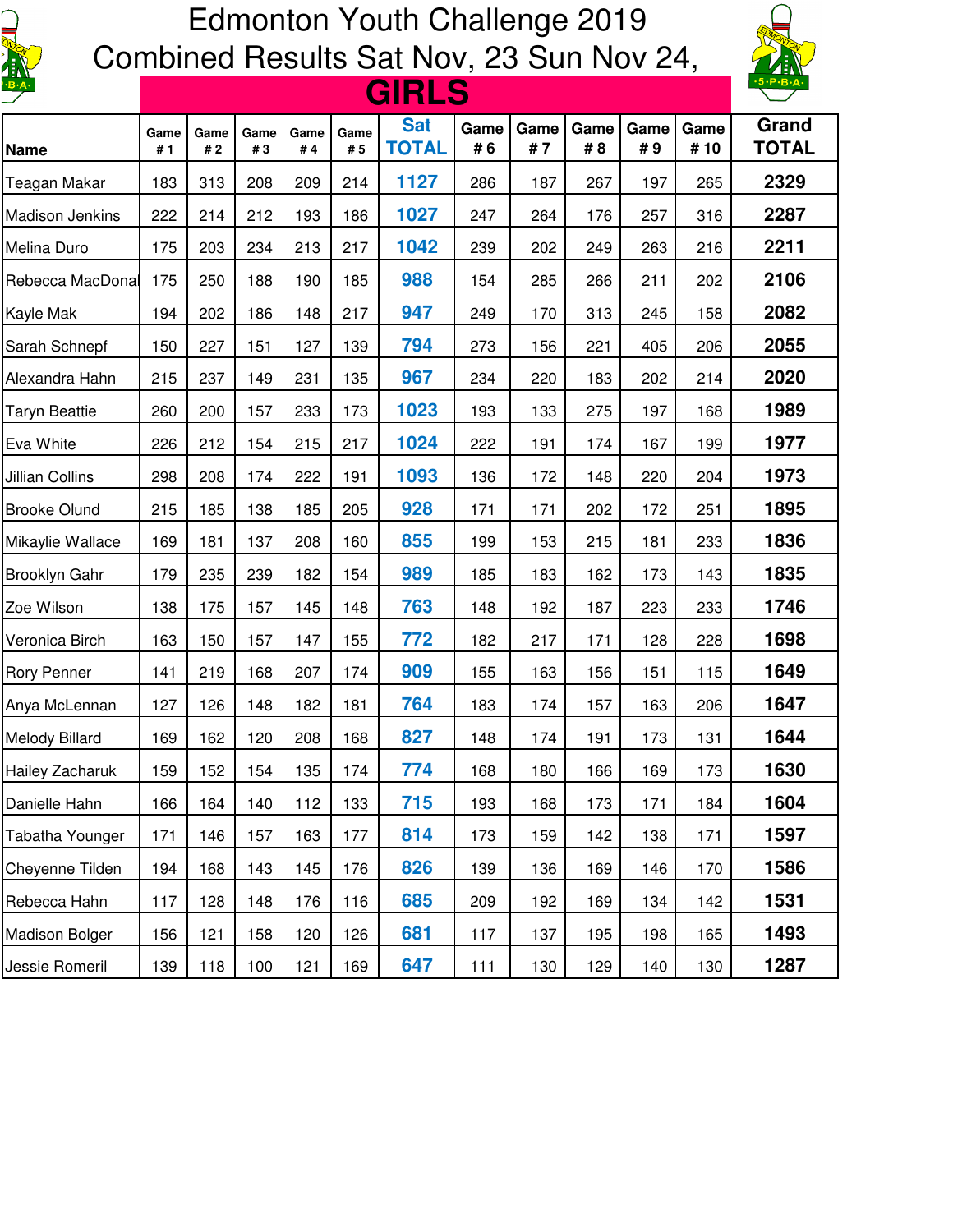# Edmonton Youth Challenge 2019

## Combined Results Sat Nov, 23 Sun Nov 24,

## GIRLS

| Name | Game # 1 | Game # 2 | Game # 3 | Game # 4 | Game # 5 | Sat TOTAL | Game # 6 | Game # 7 | Game # 8 | Game # 9 | Game # 10 | Grand TOTAL |
|---|---|---|---|---|---|---|---|---|---|---|---|---|
| Teagan Makar | 183 | 313 | 208 | 209 | 214 | 1127 | 286 | 187 | 267 | 197 | 265 | 2329 |
| Madison Jenkins | 222 | 214 | 212 | 193 | 186 | 1027 | 247 | 264 | 176 | 257 | 316 | 2287 |
| Melina Duro | 175 | 203 | 234 | 213 | 217 | 1042 | 239 | 202 | 249 | 263 | 216 | 2211 |
| Rebecca MacDonal | 175 | 250 | 188 | 190 | 185 | 988 | 154 | 285 | 266 | 211 | 202 | 2106 |
| Kayle Mak | 194 | 202 | 186 | 148 | 217 | 947 | 249 | 170 | 313 | 245 | 158 | 2082 |
| Sarah Schnepf | 150 | 227 | 151 | 127 | 139 | 794 | 273 | 156 | 221 | 405 | 206 | 2055 |
| Alexandra Hahn | 215 | 237 | 149 | 231 | 135 | 967 | 234 | 220 | 183 | 202 | 214 | 2020 |
| Taryn Beattie | 260 | 200 | 157 | 233 | 173 | 1023 | 193 | 133 | 275 | 197 | 168 | 1989 |
| Eva White | 226 | 212 | 154 | 215 | 217 | 1024 | 222 | 191 | 174 | 167 | 199 | 1977 |
| Jillian Collins | 298 | 208 | 174 | 222 | 191 | 1093 | 136 | 172 | 148 | 220 | 204 | 1973 |
| Brooke Olund | 215 | 185 | 138 | 185 | 205 | 928 | 171 | 171 | 202 | 172 | 251 | 1895 |
| Mikaylie Wallace | 169 | 181 | 137 | 208 | 160 | 855 | 199 | 153 | 215 | 181 | 233 | 1836 |
| Brooklyn Gahr | 179 | 235 | 239 | 182 | 154 | 989 | 185 | 183 | 162 | 173 | 143 | 1835 |
| Zoe Wilson | 138 | 175 | 157 | 145 | 148 | 763 | 148 | 192 | 187 | 223 | 233 | 1746 |
| Veronica Birch | 163 | 150 | 157 | 147 | 155 | 772 | 182 | 217 | 171 | 128 | 228 | 1698 |
| Rory Penner | 141 | 219 | 168 | 207 | 174 | 909 | 155 | 163 | 156 | 151 | 115 | 1649 |
| Anya McLennan | 127 | 126 | 148 | 182 | 181 | 764 | 183 | 174 | 157 | 163 | 206 | 1647 |
| Melody Billard | 169 | 162 | 120 | 208 | 168 | 827 | 148 | 174 | 191 | 173 | 131 | 1644 |
| Hailey Zacharuk | 159 | 152 | 154 | 135 | 174 | 774 | 168 | 180 | 166 | 169 | 173 | 1630 |
| Danielle Hahn | 166 | 164 | 140 | 112 | 133 | 715 | 193 | 168 | 173 | 171 | 184 | 1604 |
| Tabatha Younger | 171 | 146 | 157 | 163 | 177 | 814 | 173 | 159 | 142 | 138 | 171 | 1597 |
| Cheyenne Tilden | 194 | 168 | 143 | 145 | 176 | 826 | 139 | 136 | 169 | 146 | 170 | 1586 |
| Rebecca Hahn | 117 | 128 | 148 | 176 | 116 | 685 | 209 | 192 | 169 | 134 | 142 | 1531 |
| Madison Bolger | 156 | 121 | 158 | 120 | 126 | 681 | 117 | 137 | 195 | 198 | 165 | 1493 |
| Jessie Romeril | 139 | 118 | 100 | 121 | 169 | 647 | 111 | 130 | 129 | 140 | 130 | 1287 |